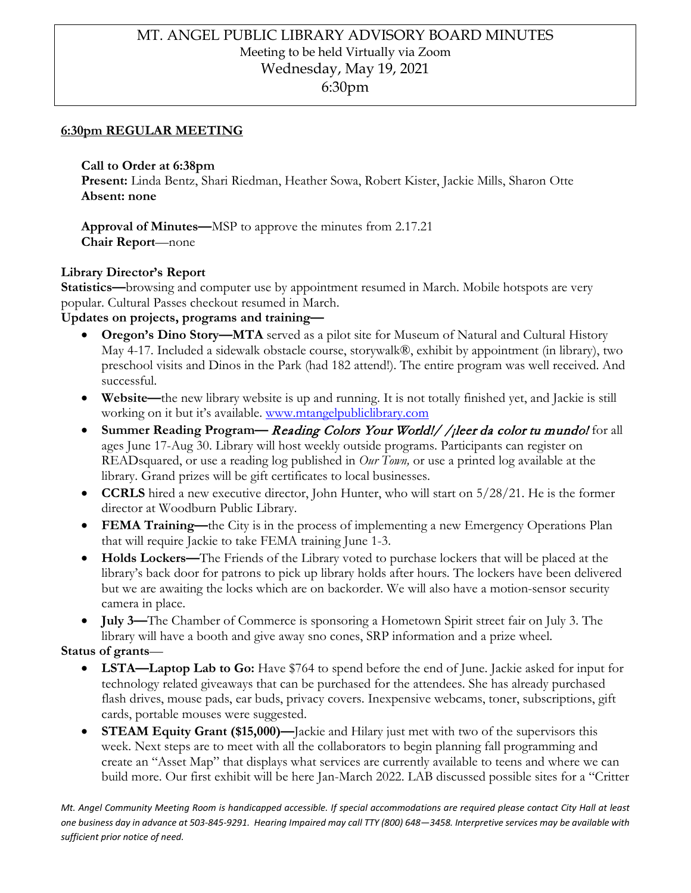# MT. ANGEL PUBLIC LIBRARY ADVISORY BOARD MINUTES

Meeting to be held Virtually via Zoom

Wednesday, May 19, 2021

6:30pm

## 6:30pm REGULAR MEETING

**Call to Order at 6:38pm**
**Present:** Linda Bentz, Shari Riedman, Heather Sowa, Robert Kister, Jackie Mills, Sharon Otte
**Absent: none**

**Approval of Minutes—**MSP to approve the minutes from 2.17.21
**Chair Report**—none

### Library Director's Report

**Statistics—**browsing and computer use by appointment resumed in March. Mobile hotspots are very popular. Cultural Passes checkout resumed in March.

**Updates on projects, programs and training—**

- **Oregon's Dino Story—MTA** served as a pilot site for Museum of Natural and Cultural History May 4-17. Included a sidewalk obstacle course, storywalk®, exhibit by appointment (in library), two preschool visits and Dinos in the Park (had 182 attend!). The entire program was well received. And successful.
- **Website—**the new library website is up and running. It is not totally finished yet, and Jackie is still working on it but it's available. www.mtangelpubliclibrary.com
- **Summer Reading Program—** *Reading Colors Your World!/ /¡leer da color tu mundo!* for all ages June 17-Aug 30. Library will host weekly outside programs. Participants can register on READsquared, or use a reading log published in *Our Town,* or use a printed log available at the library. Grand prizes will be gift certificates to local businesses.
- **CCRLS** hired a new executive director, John Hunter, who will start on 5/28/21. He is the former director at Woodburn Public Library.
- **FEMA Training—**the City is in the process of implementing a new Emergency Operations Plan that will require Jackie to take FEMA training June 1-3.
- **Holds Lockers—**The Friends of the Library voted to purchase lockers that will be placed at the library's back door for patrons to pick up library holds after hours. The lockers have been delivered but we are awaiting the locks which are on backorder. We will also have a motion-sensor security camera in place.
- **July 3—**The Chamber of Commerce is sponsoring a Hometown Spirit street fair on July 3. The library will have a booth and give away sno cones, SRP information and a prize wheel.

**Status of grants**—

- **LSTA—Laptop Lab to Go:** Have $764 to spend before the end of June. Jackie asked for input for technology related giveaways that can be purchased for the attendees. She has already purchased flash drives, mouse pads, ear buds, privacy covers. Inexpensive webcams, toner, subscriptions, gift cards, portable mouses were suggested.
- **STEAM Equity Grant ($15,000)—**Jackie and Hilary just met with two of the supervisors this week. Next steps are to meet with all the collaborators to begin planning fall programming and create an "Asset Map" that displays what services are currently available to teens and where we can build more. Our first exhibit will be here Jan-March 2022. LAB discussed possible sites for a "Critter

*Mt. Angel Community Meeting Room is handicapped accessible. If special accommodations are required please contact City Hall at least one business day in advance at 503-845-9291. Hearing Impaired may call TTY (800) 648—3458. Interpretive services may be available with sufficient prior notice of need.*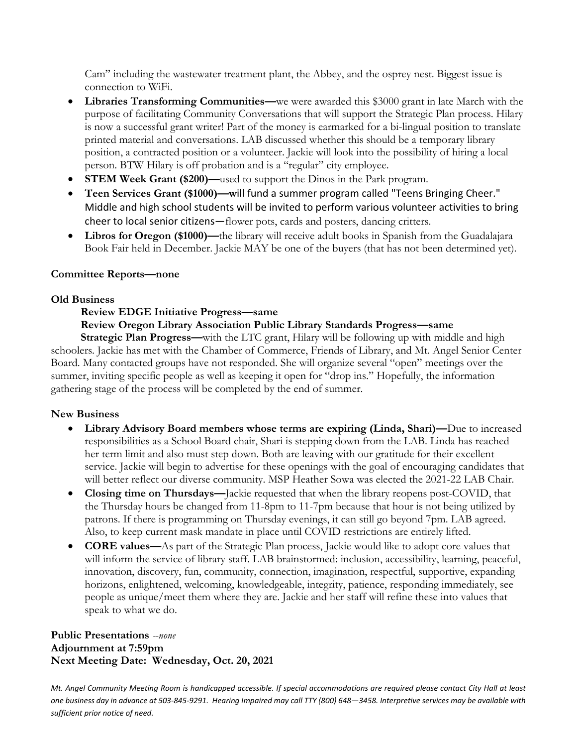Cam" including the wastewater treatment plant, the Abbey, and the osprey nest. Biggest issue is connection to WiFi.

- **Libraries Transforming Communities—**we were awarded this $3000 grant in late March with the purpose of facilitating Community Conversations that will support the Strategic Plan process. Hilary is now a successful grant writer! Part of the money is earmarked for a bi-lingual position to translate printed material and conversations. LAB discussed whether this should be a temporary library position, a contracted position or a volunteer. Jackie will look into the possibility of hiring a local person. BTW Hilary is off probation and is a "regular" city employee.
- **STEM Week Grant ($200)—**used to support the Dinos in the Park program.
- **Teen Services Grant ($1000)—**will fund a summer program called "Teens Bringing Cheer." Middle and high school students will be invited to perform various volunteer activities to bring cheer to local senior citizens—flower pots, cards and posters, dancing critters.
- **Libros for Oregon ($1000)—**the library will receive adult books in Spanish from the Guadalajara Book Fair held in December. Jackie MAY be one of the buyers (that has not been determined yet).

**Committee Reports—none**

**Old Business**

**Review EDGE Initiative Progress—same**

**Review Oregon Library Association Public Library Standards Progress—same**

**Strategic Plan Progress—**with the LTC grant, Hilary will be following up with middle and high schoolers. Jackie has met with the Chamber of Commerce, Friends of Library, and Mt. Angel Senior Center Board. Many contacted groups have not responded. She will organize several "open" meetings over the summer, inviting specific people as well as keeping it open for "drop ins." Hopefully, the information gathering stage of the process will be completed by the end of summer.

**New Business**

- **Library Advisory Board members whose terms are expiring (Linda, Shari)—**Due to increased responsibilities as a School Board chair, Shari is stepping down from the LAB. Linda has reached her term limit and also must step down. Both are leaving with our gratitude for their excellent service. Jackie will begin to advertise for these openings with the goal of encouraging candidates that will better reflect our diverse community. MSP Heather Sowa was elected the 2021-22 LAB Chair.
- **Closing time on Thursdays—**Jackie requested that when the library reopens post-COVID, that the Thursday hours be changed from 11-8pm to 11-7pm because that hour is not being utilized by patrons. If there is programming on Thursday evenings, it can still go beyond 7pm. LAB agreed. Also, to keep current mask mandate in place until COVID restrictions are entirely lifted.
- **CORE values—**As part of the Strategic Plan process, Jackie would like to adopt core values that will inform the service of library staff. LAB brainstormed: inclusion, accessibility, learning, peaceful, innovation, discovery, fun, community, connection, imagination, respectful, supportive, expanding horizons, enlightened, welcoming, knowledgeable, integrity, patience, responding immediately, see people as unique/meet them where they are. Jackie and her staff will refine these into values that speak to what we do.

**Public Presentations** *--none*

**Adjournment at 7:59pm**

**Next Meeting Date: Wednesday, Oct. 20, 2021**

*Mt. Angel Community Meeting Room is handicapped accessible. If special accommodations are required please contact City Hall at least one business day in advance at 503-845-9291. Hearing Impaired may call TTY (800) 648—3458. Interpretive services may be available with sufficient prior notice of need.*